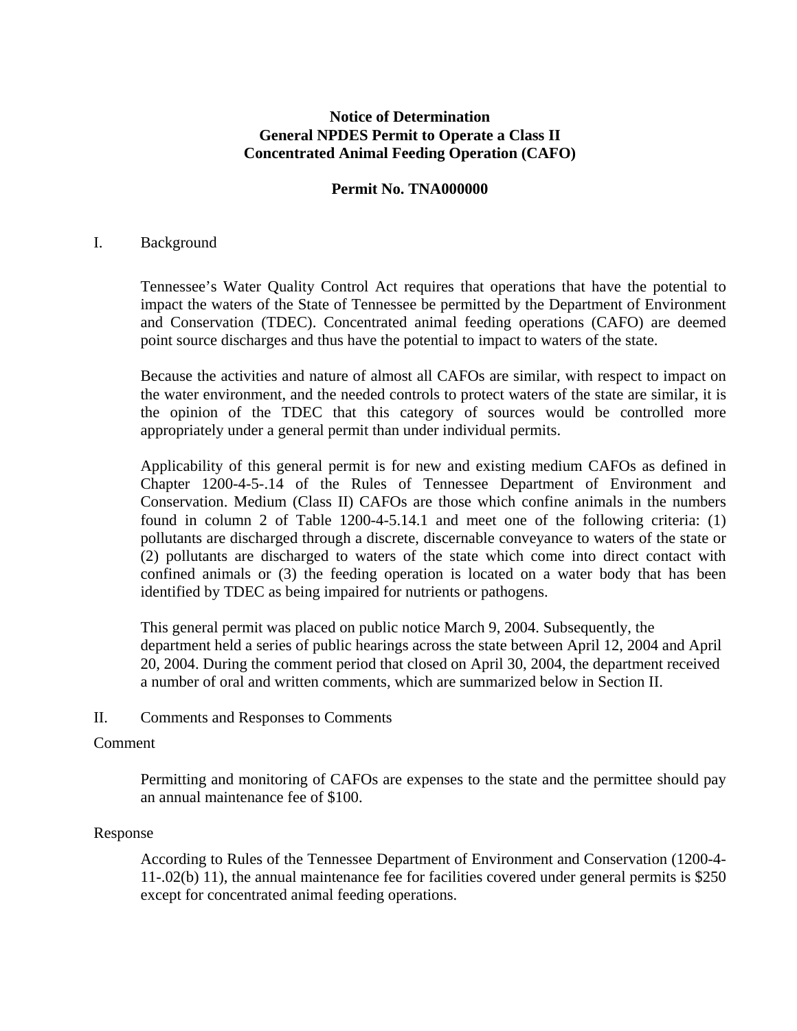**Notice of Determination**
**General NPDES Permit to Operate a Class II**
**Concentrated Animal Feeding Operation (CAFO)**

**Permit No. TNA000000**

I. Background

Tennessee's Water Quality Control Act requires that operations that have the potential to impact the waters of the State of Tennessee be permitted by the Department of Environment and Conservation (TDEC). Concentrated animal feeding operations (CAFO) are deemed point source discharges and thus have the potential to impact to waters of the state.

Because the activities and nature of almost all CAFOs are similar, with respect to impact on the water environment, and the needed controls to protect waters of the state are similar, it is the opinion of the TDEC that this category of sources would be controlled more appropriately under a general permit than under individual permits.

Applicability of this general permit is for new and existing medium CAFOs as defined in Chapter 1200-4-5-.14 of the Rules of Tennessee Department of Environment and Conservation. Medium (Class II) CAFOs are those which confine animals in the numbers found in column 2 of Table 1200-4-5.14.1 and meet one of the following criteria: (1) pollutants are discharged through a discrete, discernable conveyance to waters of the state or (2) pollutants are discharged to waters of the state which come into direct contact with confined animals or (3) the feeding operation is located on a water body that has been identified by TDEC as being impaired for nutrients or pathogens.

This general permit was placed on public notice March 9, 2004. Subsequently, the department held a series of public hearings across the state between April 12, 2004 and April 20, 2004. During the comment period that closed on April 30, 2004, the department received a number of oral and written comments, which are summarized below in Section II.

II. Comments and Responses to Comments

Comment

Permitting and monitoring of CAFOs are expenses to the state and the permittee should pay an annual maintenance fee of $100.

Response

According to Rules of the Tennessee Department of Environment and Conservation (1200-4-11-.02(b) 11), the annual maintenance fee for facilities covered under general permits is $250 except for concentrated animal feeding operations.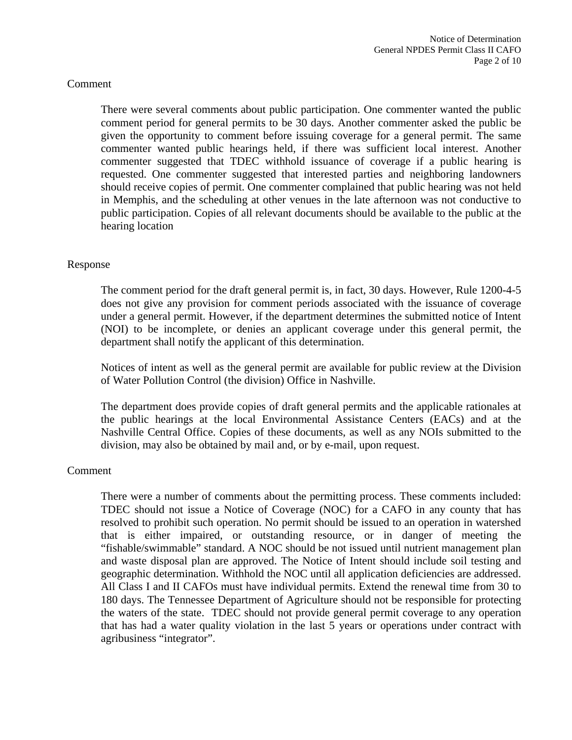Comment

There were several comments about public participation. One commenter wanted the public comment period for general permits to be 30 days. Another commenter asked the public be given the opportunity to comment before issuing coverage for a general permit. The same commenter wanted public hearings held, if there was sufficient local interest. Another commenter suggested that TDEC withhold issuance of coverage if a public hearing is requested. One commenter suggested that interested parties and neighboring landowners should receive copies of permit. One commenter complained that public hearing was not held in Memphis, and the scheduling at other venues in the late afternoon was not conductive to public participation. Copies of all relevant documents should be available to the public at the hearing location

Response

The comment period for the draft general permit is, in fact, 30 days. However, Rule 1200-4-5 does not give any provision for comment periods associated with the issuance of coverage under a general permit. However, if the department determines the submitted notice of Intent (NOI) to be incomplete, or denies an applicant coverage under this general permit, the department shall notify the applicant of this determination.

Notices of intent as well as the general permit are available for public review at the Division of Water Pollution Control (the division) Office in Nashville.

The department does provide copies of draft general permits and the applicable rationales at the public hearings at the local Environmental Assistance Centers (EACs) and at the Nashville Central Office. Copies of these documents, as well as any NOIs submitted to the division, may also be obtained by mail and, or by e-mail, upon request.

Comment

There were a number of comments about the permitting process. These comments included: TDEC should not issue a Notice of Coverage (NOC) for a CAFO in any county that has resolved to prohibit such operation. No permit should be issued to an operation in watershed that is either impaired, or outstanding resource, or in danger of meeting the "fishable/swimmable" standard. A NOC should be not issued until nutrient management plan and waste disposal plan are approved. The Notice of Intent should include soil testing and geographic determination. Withhold the NOC until all application deficiencies are addressed. All Class I and II CAFOs must have individual permits. Extend the renewal time from 30 to 180 days. The Tennessee Department of Agriculture should not be responsible for protecting the waters of the state. TDEC should not provide general permit coverage to any operation that has had a water quality violation in the last 5 years or operations under contract with agribusiness "integrator".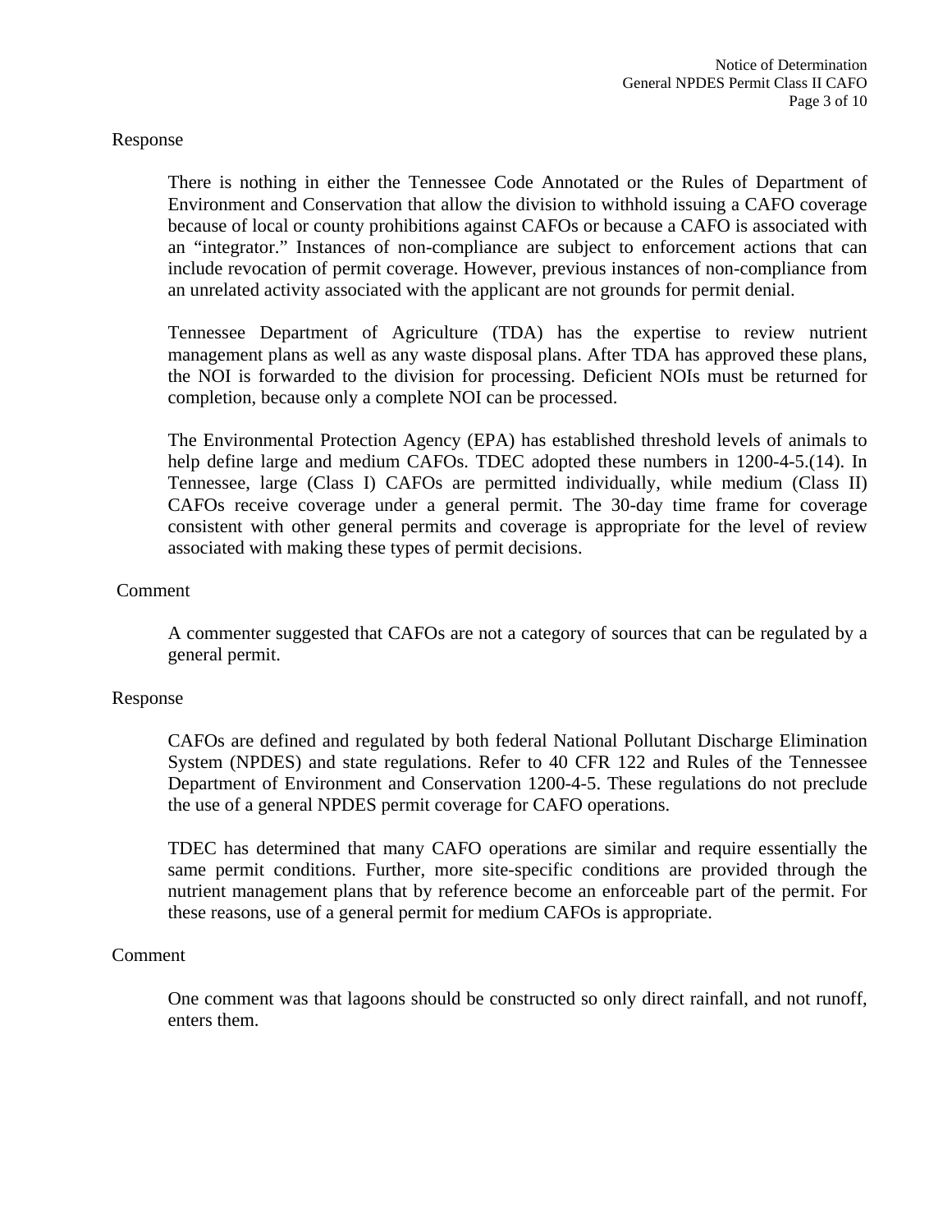Response

There is nothing in either the Tennessee Code Annotated or the Rules of Department of Environment and Conservation that allow the division to withhold issuing a CAFO coverage because of local or county prohibitions against CAFOs or because a CAFO is associated with an "integrator." Instances of non-compliance are subject to enforcement actions that can include revocation of permit coverage. However, previous instances of non-compliance from an unrelated activity associated with the applicant are not grounds for permit denial.

Tennessee Department of Agriculture (TDA) has the expertise to review nutrient management plans as well as any waste disposal plans. After TDA has approved these plans, the NOI is forwarded to the division for processing. Deficient NOIs must be returned for completion, because only a complete NOI can be processed.

The Environmental Protection Agency (EPA) has established threshold levels of animals to help define large and medium CAFOs. TDEC adopted these numbers in 1200-4-5.(14). In Tennessee, large (Class I) CAFOs are permitted individually, while medium (Class II) CAFOs receive coverage under a general permit. The 30-day time frame for coverage consistent with other general permits and coverage is appropriate for the level of review associated with making these types of permit decisions.

Comment

A commenter suggested that CAFOs are not a category of sources that can be regulated by a general permit.

Response

CAFOs are defined and regulated by both federal National Pollutant Discharge Elimination System (NPDES) and state regulations. Refer to 40 CFR 122 and Rules of the Tennessee Department of Environment and Conservation 1200-4-5. These regulations do not preclude the use of a general NPDES permit coverage for CAFO operations.

TDEC has determined that many CAFO operations are similar and require essentially the same permit conditions. Further, more site-specific conditions are provided through the nutrient management plans that by reference become an enforceable part of the permit. For these reasons, use of a general permit for medium CAFOs is appropriate.

Comment

One comment was that lagoons should be constructed so only direct rainfall, and not runoff, enters them.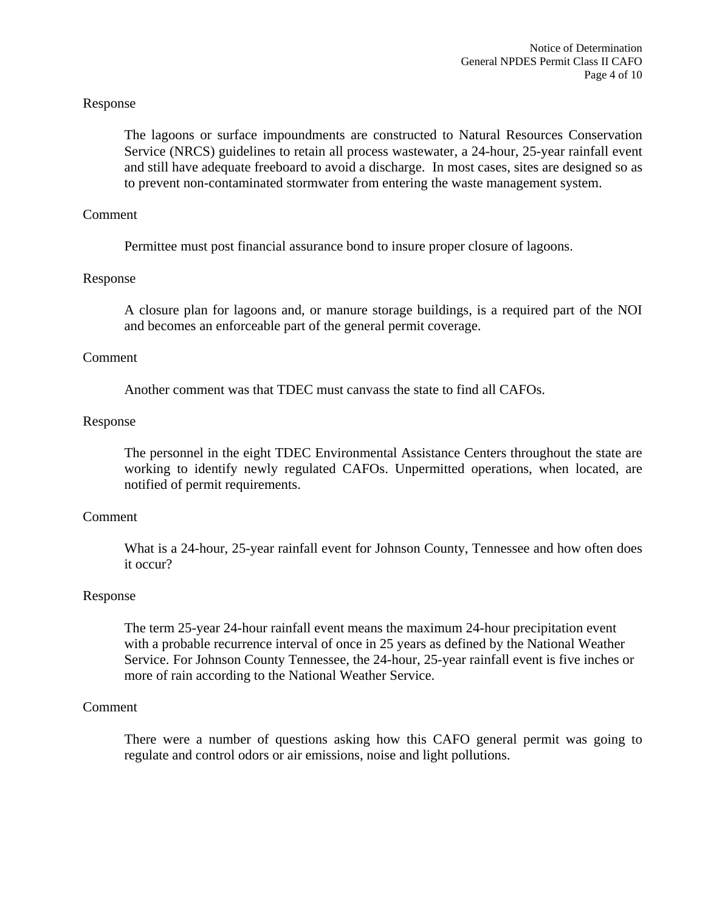Response

The lagoons or surface impoundments are constructed to Natural Resources Conservation Service (NRCS) guidelines to retain all process wastewater, a 24-hour, 25-year rainfall event and still have adequate freeboard to avoid a discharge. In most cases, sites are designed so as to prevent non-contaminated stormwater from entering the waste management system.

Comment

Permittee must post financial assurance bond to insure proper closure of lagoons.

Response

A closure plan for lagoons and, or manure storage buildings, is a required part of the NOI and becomes an enforceable part of the general permit coverage.

Comment

Another comment was that TDEC must canvass the state to find all CAFOs.

Response

The personnel in the eight TDEC Environmental Assistance Centers throughout the state are working to identify newly regulated CAFOs. Unpermitted operations, when located, are notified of permit requirements.

Comment

What is a 24-hour, 25-year rainfall event for Johnson County, Tennessee and how often does it occur?

Response

The term 25-year 24-hour rainfall event means the maximum 24-hour precipitation event with a probable recurrence interval of once in 25 years as defined by the National Weather Service. For Johnson County Tennessee, the 24-hour, 25-year rainfall event is five inches or more of rain according to the National Weather Service.

Comment

There were a number of questions asking how this CAFO general permit was going to regulate and control odors or air emissions, noise and light pollutions.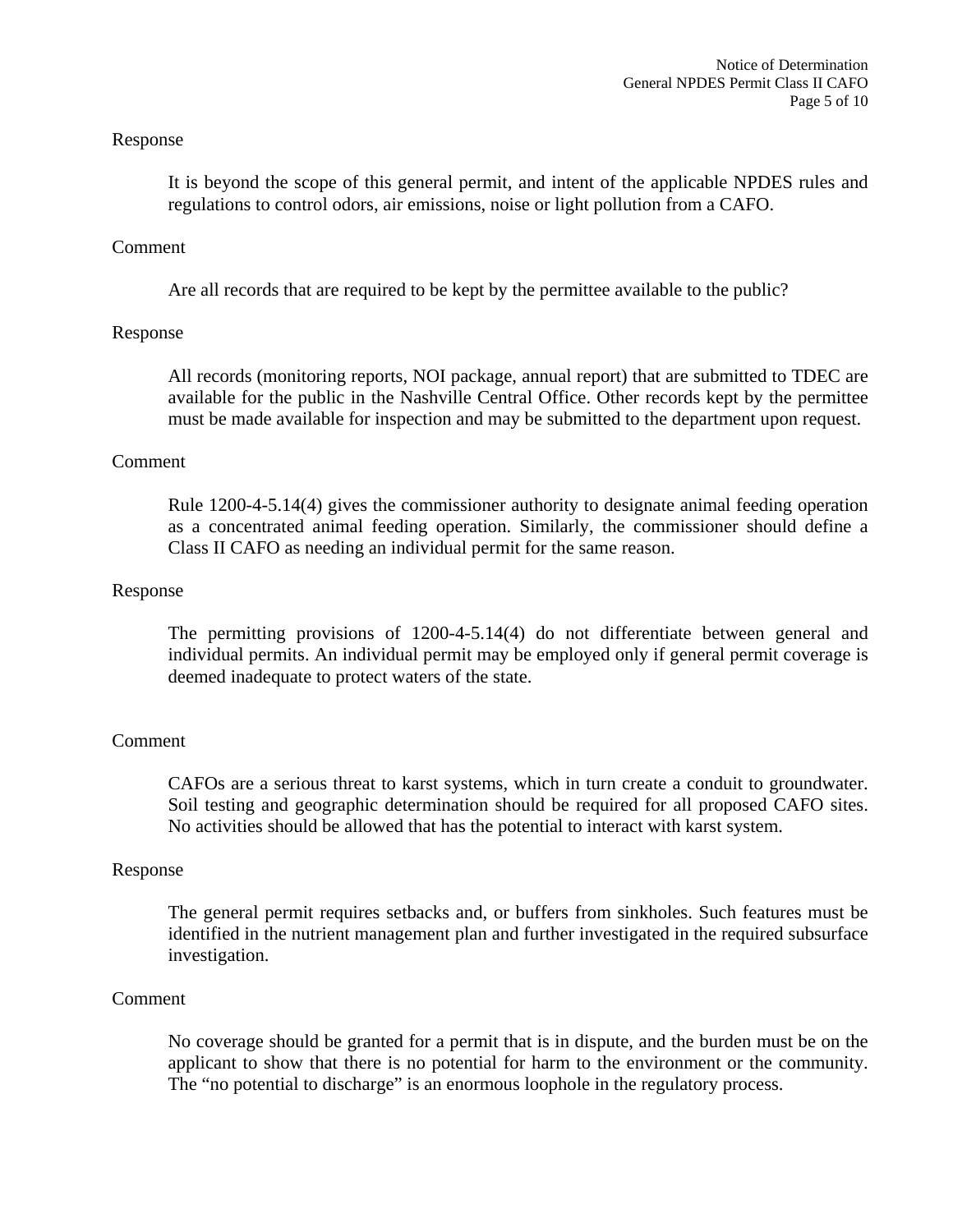Response

> It is beyond the scope of this general permit, and intent of the applicable NPDES rules and regulations to control odors, air emissions, noise or light pollution from a CAFO.

Comment

> Are all records that are required to be kept by the permittee available to the public?

Response

> All records (monitoring reports, NOI package, annual report) that are submitted to TDEC are available for the public in the Nashville Central Office. Other records kept by the permittee must be made available for inspection and may be submitted to the department upon request.

Comment

> Rule 1200-4-5.14(4) gives the commissioner authority to designate animal feeding operation as a concentrated animal feeding operation. Similarly, the commissioner should define a Class II CAFO as needing an individual permit for the same reason.

Response

> The permitting provisions of 1200-4-5.14(4) do not differentiate between general and individual permits. An individual permit may be employed only if general permit coverage is deemed inadequate to protect waters of the state.

Comment

> CAFOs are a serious threat to karst systems, which in turn create a conduit to groundwater. Soil testing and geographic determination should be required for all proposed CAFO sites. No activities should be allowed that has the potential to interact with karst system.

Response

> The general permit requires setbacks and, or buffers from sinkholes. Such features must be identified in the nutrient management plan and further investigated in the required subsurface investigation.

Comment

> No coverage should be granted for a permit that is in dispute, and the burden must be on the applicant to show that there is no potential for harm to the environment or the community. The "no potential to discharge" is an enormous loophole in the regulatory process.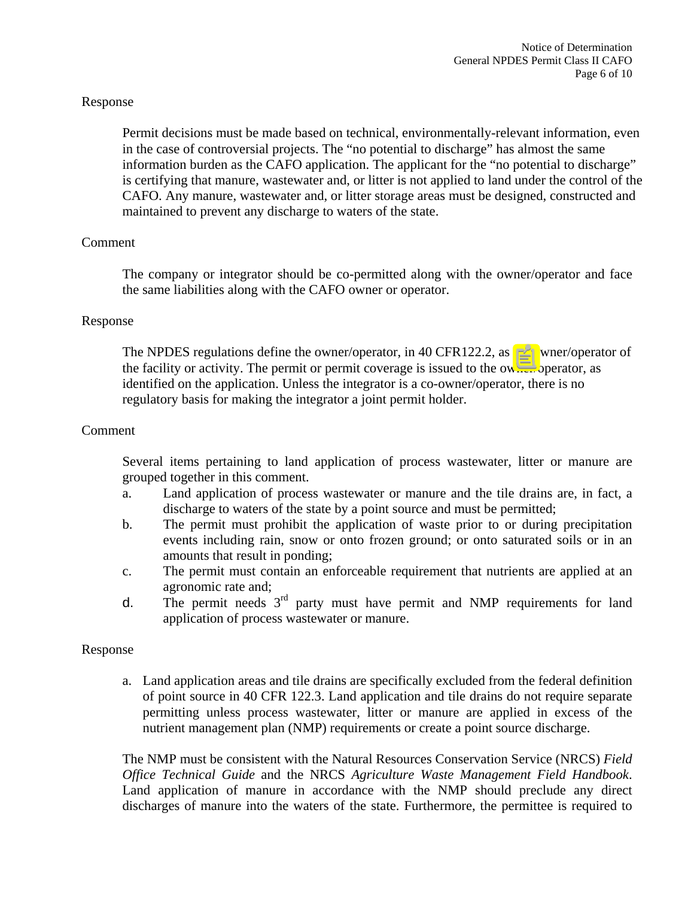Response

> Permit decisions must be made based on technical, environmentally-relevant information, even in the case of controversial projects. The "no potential to discharge" has almost the same information burden as the CAFO application. The applicant for the "no potential to discharge" is certifying that manure, wastewater and, or litter is not applied to land under the control of the CAFO. Any manure, wastewater and, or litter storage areas must be designed, constructed and maintained to prevent any discharge to waters of the state.

Comment

> The company or integrator should be co-permitted along with the owner/operator and face the same liabilities along with the CAFO owner or operator.

Response

> The NPDES regulations define the owner/operator, in 40 CFR122.2, as the owner/operator of the facility or activity. The permit or permit coverage is issued to the owner/operator, as identified on the application. Unless the integrator is a co-owner/operator, there is no regulatory basis for making the integrator a joint permit holder.

Comment

> Several items pertaining to land application of process wastewater, litter or manure are grouped together in this comment.
>
> a. Land application of process wastewater or manure and the tile drains are, in fact, a discharge to waters of the state by a point source and must be permitted;
> b. The permit must prohibit the application of waste prior to or during precipitation events including rain, snow or onto frozen ground; or onto saturated soils or in an amounts that result in ponding;
> c. The permit must contain an enforceable requirement that nutrients are applied at an agronomic rate and;
> d. The permit needs 3rd party must have permit and NMP requirements for land application of process wastewater or manure.

Response

> a. Land application areas and tile drains are specifically excluded from the federal definition of point source in 40 CFR 122.3. Land application and tile drains do not require separate permitting unless process wastewater, litter or manure are applied in excess of the nutrient management plan (NMP) requirements or create a point source discharge.
>
> The NMP must be consistent with the Natural Resources Conservation Service (NRCS) *Field Office Technical Guide* and the NRCS *Agriculture Waste Management Field Handbook*. Land application of manure in accordance with the NMP should preclude any direct discharges of manure into the waters of the state. Furthermore, the permittee is required to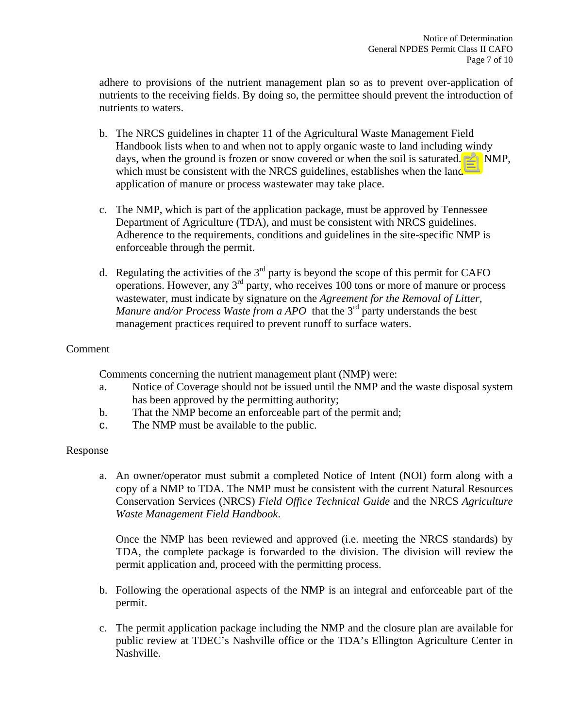adhere to provisions of the nutrient management plan so as to prevent over-application of nutrients to the receiving fields. By doing so, the permittee should prevent the introduction of nutrients to waters.

b. The NRCS guidelines in chapter 11 of the Agricultural Waste Management Field Handbook lists when to and when not to apply organic waste to land including windy days, when the ground is frozen or snow covered or when the soil is saturated. The NMP, which must be consistent with the NRCS guidelines, establishes when the land application of manure or process wastewater may take place.

c. The NMP, which is part of the application package, must be approved by Tennessee Department of Agriculture (TDA), and must be consistent with NRCS guidelines. Adherence to the requirements, conditions and guidelines in the site-specific NMP is enforceable through the permit.

d. Regulating the activities of the 3rd party is beyond the scope of this permit for CAFO operations. However, any 3rd party, who receives 100 tons or more of manure or process wastewater, must indicate by signature on the *Agreement for the Removal of Litter, Manure and/or Process Waste from a APO* that the 3rd party understands the best management practices required to prevent runoff to surface waters.

Comment

Comments concerning the nutrient management plant (NMP) were:

a. Notice of Coverage should not be issued until the NMP and the waste disposal system has been approved by the permitting authority;
b. That the NMP become an enforceable part of the permit and;
c. The NMP must be available to the public.

Response

a. An owner/operator must submit a completed Notice of Intent (NOI) form along with a copy of a NMP to TDA. The NMP must be consistent with the current Natural Resources Conservation Services (NRCS) *Field Office Technical Guide* and the NRCS *Agriculture Waste Management Field Handbook*.

   Once the NMP has been reviewed and approved (i.e. meeting the NRCS standards) by TDA, the complete package is forwarded to the division. The division will review the permit application and, proceed with the permitting process.

b. Following the operational aspects of the NMP is an integral and enforceable part of the permit.

c. The permit application package including the NMP and the closure plan are available for public review at TDEC's Nashville office or the TDA's Ellington Agriculture Center in Nashville.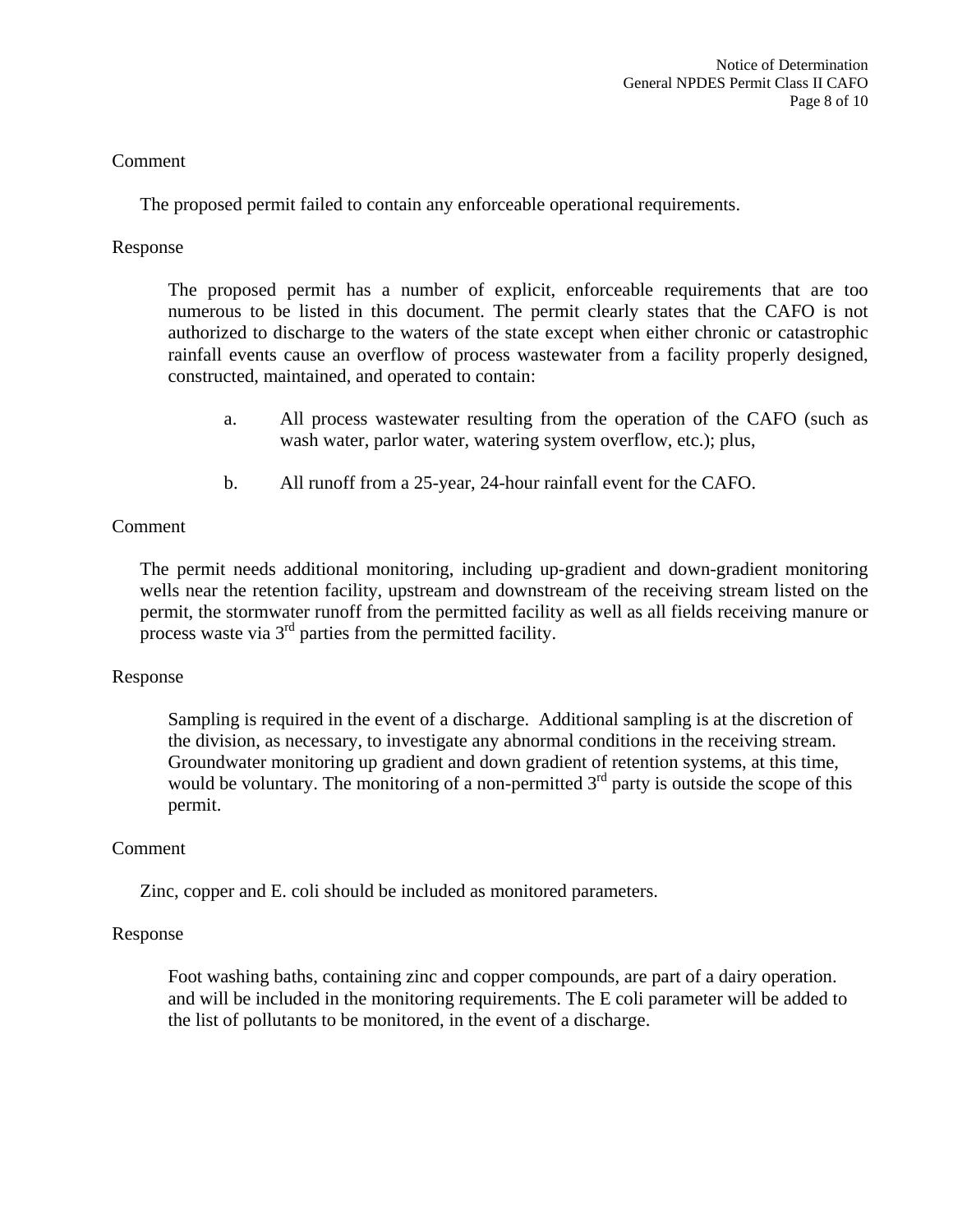Comment

The proposed permit failed to contain any enforceable operational requirements.

Response

The proposed permit has a number of explicit, enforceable requirements that are too numerous to be listed in this document. The permit clearly states that the CAFO is not authorized to discharge to the waters of the state except when either chronic or catastrophic rainfall events cause an overflow of process wastewater from a facility properly designed, constructed, maintained, and operated to contain:

a. All process wastewater resulting from the operation of the CAFO (such as wash water, parlor water, watering system overflow, etc.); plus,

b. All runoff from a 25-year, 24-hour rainfall event for the CAFO.

Comment

The permit needs additional monitoring, including up-gradient and down-gradient monitoring wells near the retention facility, upstream and downstream of the receiving stream listed on the permit, the stormwater runoff from the permitted facility as well as all fields receiving manure or process waste via 3rd parties from the permitted facility.

Response

Sampling is required in the event of a discharge. Additional sampling is at the discretion of the division, as necessary, to investigate any abnormal conditions in the receiving stream. Groundwater monitoring up gradient and down gradient of retention systems, at this time, would be voluntary. The monitoring of a non-permitted 3rd party is outside the scope of this permit.

Comment

Zinc, copper and E. coli should be included as monitored parameters.

Response

Foot washing baths, containing zinc and copper compounds, are part of a dairy operation. and will be included in the monitoring requirements. The E coli parameter will be added to the list of pollutants to be monitored, in the event of a discharge.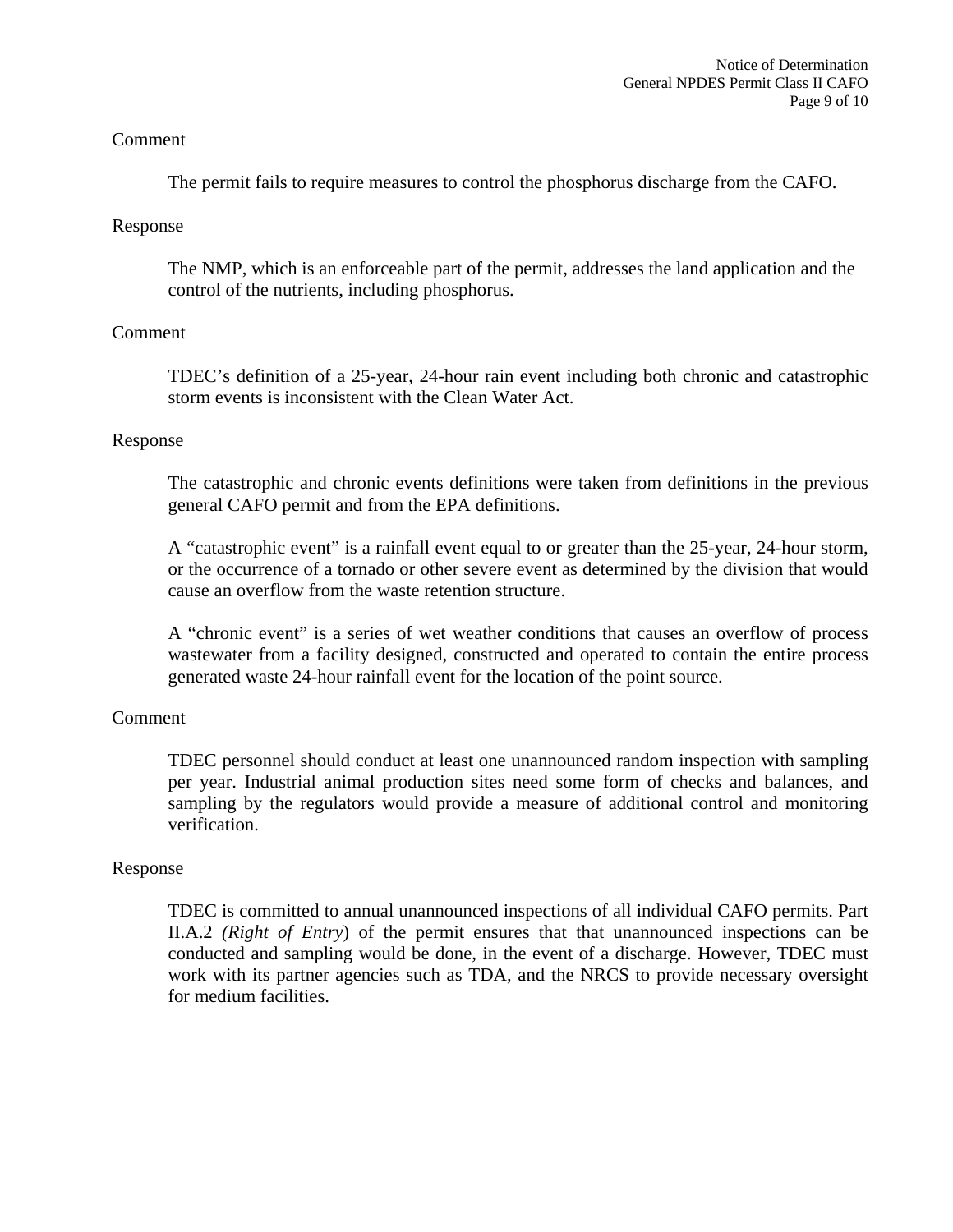Comment

The permit fails to require measures to control the phosphorus discharge from the CAFO.

Response

The NMP, which is an enforceable part of the permit, addresses the land application and the control of the nutrients, including phosphorus.

Comment

TDEC's definition of a 25-year, 24-hour rain event including both chronic and catastrophic storm events is inconsistent with the Clean Water Act.

Response

The catastrophic and chronic events definitions were taken from definitions in the previous general CAFO permit and from the EPA definitions.

A "catastrophic event" is a rainfall event equal to or greater than the 25-year, 24-hour storm, or the occurrence of a tornado or other severe event as determined by the division that would cause an overflow from the waste retention structure.

A "chronic event" is a series of wet weather conditions that causes an overflow of process wastewater from a facility designed, constructed and operated to contain the entire process generated waste 24-hour rainfall event for the location of the point source.

Comment

TDEC personnel should conduct at least one unannounced random inspection with sampling per year. Industrial animal production sites need some form of checks and balances, and sampling by the regulators would provide a measure of additional control and monitoring verification.

Response

TDEC is committed to annual unannounced inspections of all individual CAFO permits. Part II.A.2 *(Right of Entry)* of the permit ensures that that unannounced inspections can be conducted and sampling would be done, in the event of a discharge. However, TDEC must work with its partner agencies such as TDA, and the NRCS to provide necessary oversight for medium facilities.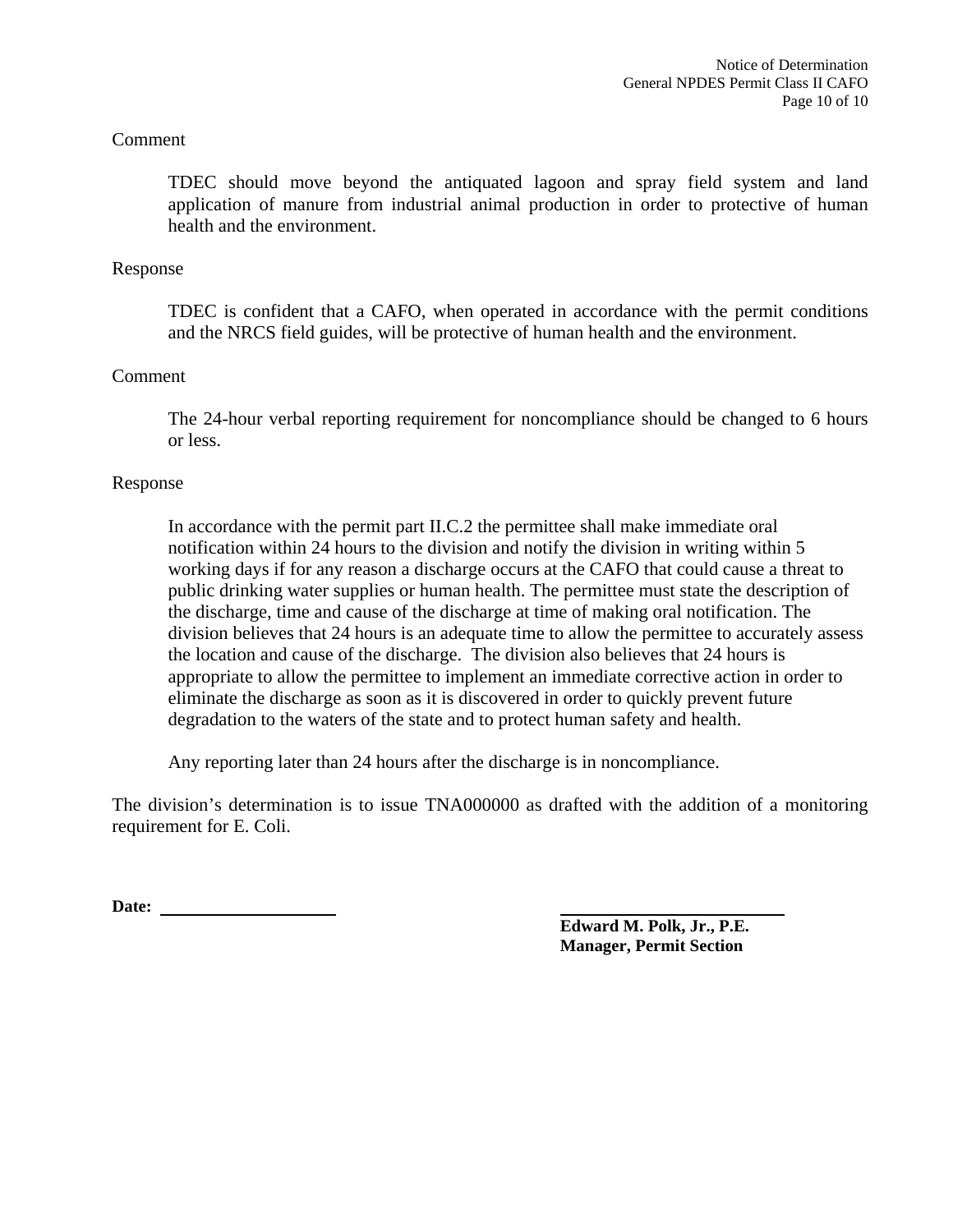Comment

> TDEC should move beyond the antiquated lagoon and spray field system and land application of manure from industrial animal production in order to protective of human health and the environment.

Response

> TDEC is confident that a CAFO, when operated in accordance with the permit conditions and the NRCS field guides, will be protective of human health and the environment.

Comment

> The 24-hour verbal reporting requirement for noncompliance should be changed to 6 hours or less.

Response

> In accordance with the permit part II.C.2 the permittee shall make immediate oral notification within 24 hours to the division and notify the division in writing within 5 working days if for any reason a discharge occurs at the CAFO that could cause a threat to public drinking water supplies or human health. The permittee must state the description of the discharge, time and cause of the discharge at time of making oral notification. The division believes that 24 hours is an adequate time to allow the permittee to accurately assess the location and cause of the discharge. The division also believes that 24 hours is appropriate to allow the permittee to implement an immediate corrective action in order to eliminate the discharge as soon as it is discovered in order to quickly prevent future degradation to the waters of the state and to protect human safety and health.
>
> Any reporting later than 24 hours after the discharge is in noncompliance.

The division's determination is to issue TNA000000 as drafted with the addition of a monitoring requirement for E. Coli.

**Date:** ____________________

____________________
**Edward M. Polk, Jr., P.E.**
**Manager, Permit Section**